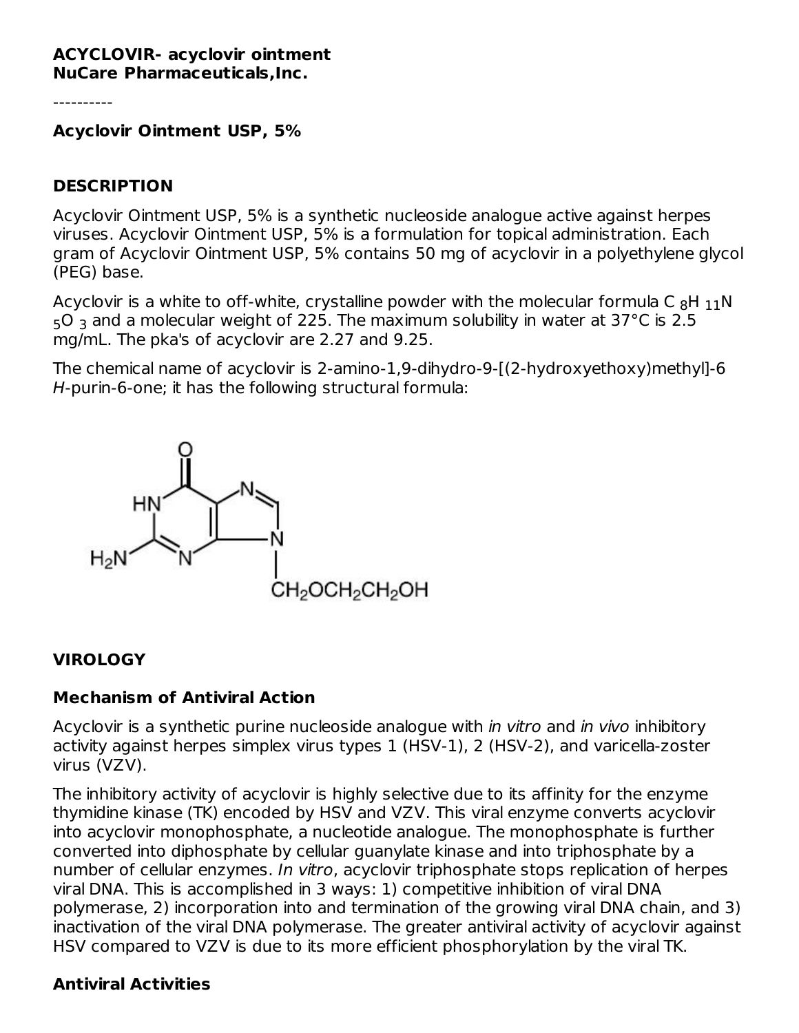**ACYCLOVIR- acyclovir ointment**
**NuCare Pharmaceuticals,Inc.**

----------

**Acyclovir Ointment USP, 5%**

## DESCRIPTION

Acyclovir Ointment USP, 5% is a synthetic nucleoside analogue active against herpes viruses. Acyclovir Ointment USP, 5% is a formulation for topical administration. Each gram of Acyclovir Ointment USP, 5% contains 50 mg of acyclovir in a polyethylene glycol (PEG) base.

Acyclovir is a white to off-white, crystalline powder with the molecular formula $C_8H_{11}N_5O_3$ and a molecular weight of 225. The maximum solubility in water at 37°C is 2.5 mg/mL. The pka's of acyclovir are 2.27 and 9.25.

The chemical name of acyclovir is 2-amino-1,9-dihydro-9-[(2-hydroxyethoxy)methyl]-6*H*-purin-6-one; it has the following structural formula:

## VIROLOGY

### Mechanism of Antiviral Action

Acyclovir is a synthetic purine nucleoside analogue with *in vitro* and *in vivo* inhibitory activity against herpes simplex virus types 1 (HSV-1), 2 (HSV-2), and varicella-zoster virus (VZV).

The inhibitory activity of acyclovir is highly selective due to its affinity for the enzyme thymidine kinase (TK) encoded by HSV and VZV. This viral enzyme converts acyclovir into acyclovir monophosphate, a nucleotide analogue. The monophosphate is further converted into diphosphate by cellular guanylate kinase and into triphosphate by a number of cellular enzymes. *In vitro*, acyclovir triphosphate stops replication of herpes viral DNA. This is accomplished in 3 ways: 1) competitive inhibition of viral DNA polymerase, 2) incorporation into and termination of the growing viral DNA chain, and 3) inactivation of the viral DNA polymerase. The greater antiviral activity of acyclovir against HSV compared to VZV is due to its more efficient phosphorylation by the viral TK.

### Antiviral Activities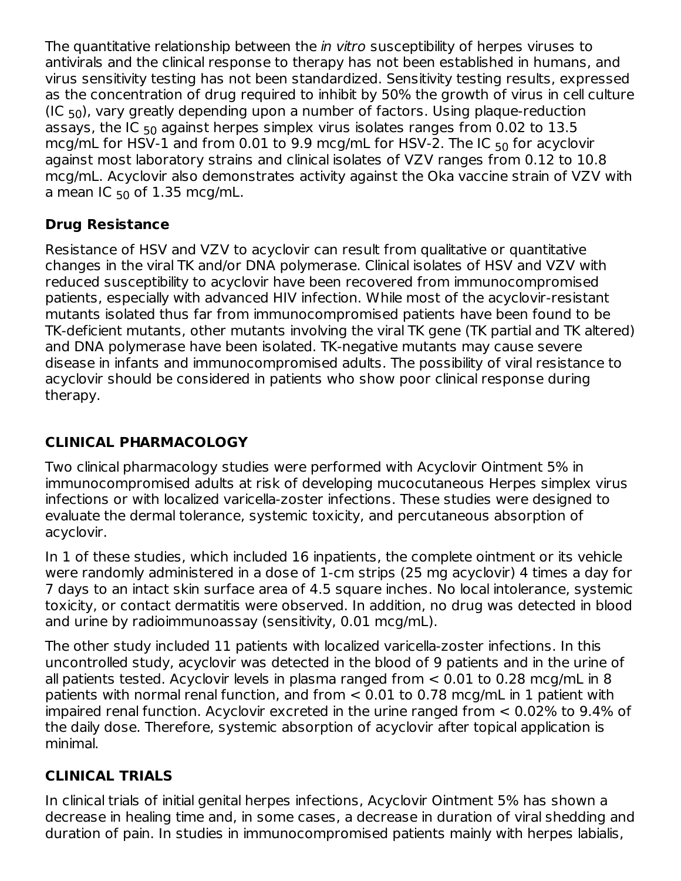The quantitative relationship between the *in vitro* susceptibility of herpes viruses to antivirals and the clinical response to therapy has not been established in humans, and virus sensitivity testing has not been standardized. Sensitivity testing results, expressed as the concentration of drug required to inhibit by 50% the growth of virus in cell culture ($IC_{50}$), vary greatly depending upon a number of factors. Using plaque-reduction assays, the $IC_{50}$ against herpes simplex virus isolates ranges from 0.02 to 13.5 mcg/mL for HSV-1 and from 0.01 to 9.9 mcg/mL for HSV-2. The $IC_{50}$ for acyclovir against most laboratory strains and clinical isolates of VZV ranges from 0.12 to 10.8 mcg/mL. Acyclovir also demonstrates activity against the Oka vaccine strain of VZV with a mean $IC_{50}$ of 1.35 mcg/mL.

### Drug Resistance

Resistance of HSV and VZV to acyclovir can result from qualitative or quantitative changes in the viral TK and/or DNA polymerase. Clinical isolates of HSV and VZV with reduced susceptibility to acyclovir have been recovered from immunocompromised patients, especially with advanced HIV infection. While most of the acyclovir-resistant mutants isolated thus far from immunocompromised patients have been found to be TK-deficient mutants, other mutants involving the viral TK gene (TK partial and TK altered) and DNA polymerase have been isolated. TK-negative mutants may cause severe disease in infants and immunocompromised adults. The possibility of viral resistance to acyclovir should be considered in patients who show poor clinical response during therapy.

## CLINICAL PHARMACOLOGY

Two clinical pharmacology studies were performed with Acyclovir Ointment 5% in immunocompromised adults at risk of developing mucocutaneous Herpes simplex virus infections or with localized varicella-zoster infections. These studies were designed to evaluate the dermal tolerance, systemic toxicity, and percutaneous absorption of acyclovir.

In 1 of these studies, which included 16 inpatients, the complete ointment or its vehicle were randomly administered in a dose of 1-cm strips (25 mg acyclovir) 4 times a day for 7 days to an intact skin surface area of 4.5 square inches. No local intolerance, systemic toxicity, or contact dermatitis were observed. In addition, no drug was detected in blood and urine by radioimmunoassay (sensitivity, 0.01 mcg/mL).

The other study included 11 patients with localized varicella-zoster infections. In this uncontrolled study, acyclovir was detected in the blood of 9 patients and in the urine of all patients tested. Acyclovir levels in plasma ranged from < 0.01 to 0.28 mcg/mL in 8 patients with normal renal function, and from < 0.01 to 0.78 mcg/mL in 1 patient with impaired renal function. Acyclovir excreted in the urine ranged from < 0.02% to 9.4% of the daily dose. Therefore, systemic absorption of acyclovir after topical application is minimal.

## CLINICAL TRIALS

In clinical trials of initial genital herpes infections, Acyclovir Ointment 5% has shown a decrease in healing time and, in some cases, a decrease in duration of viral shedding and duration of pain. In studies in immunocompromised patients mainly with herpes labialis,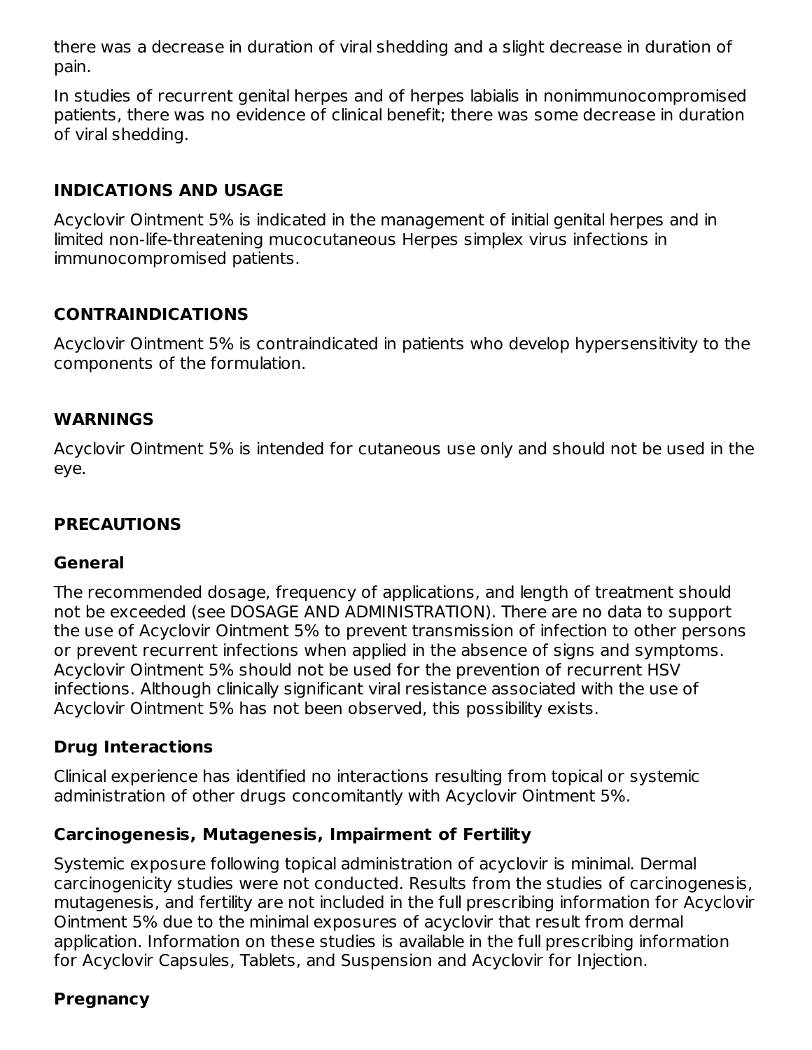there was a decrease in duration of viral shedding and a slight decrease in duration of pain.

In studies of recurrent genital herpes and of herpes labialis in nonimmunocompromised patients, there was no evidence of clinical benefit; there was some decrease in duration of viral shedding.

## INDICATIONS AND USAGE

Acyclovir Ointment 5% is indicated in the management of initial genital herpes and in limited non-life-threatening mucocutaneous Herpes simplex virus infections in immunocompromised patients.

## CONTRAINDICATIONS

Acyclovir Ointment 5% is contraindicated in patients who develop hypersensitivity to the components of the formulation.

## WARNINGS

Acyclovir Ointment 5% is intended for cutaneous use only and should not be used in the eye.

## PRECAUTIONS

### General

The recommended dosage, frequency of applications, and length of treatment should not be exceeded (see DOSAGE AND ADMINISTRATION). There are no data to support the use of Acyclovir Ointment 5% to prevent transmission of infection to other persons or prevent recurrent infections when applied in the absence of signs and symptoms. Acyclovir Ointment 5% should not be used for the prevention of recurrent HSV infections. Although clinically significant viral resistance associated with the use of Acyclovir Ointment 5% has not been observed, this possibility exists.

### Drug Interactions

Clinical experience has identified no interactions resulting from topical or systemic administration of other drugs concomitantly with Acyclovir Ointment 5%.

### Carcinogenesis, Mutagenesis, Impairment of Fertility

Systemic exposure following topical administration of acyclovir is minimal. Dermal carcinogenicity studies were not conducted. Results from the studies of carcinogenesis, mutagenesis, and fertility are not included in the full prescribing information for Acyclovir Ointment 5% due to the minimal exposures of acyclovir that result from dermal application. Information on these studies is available in the full prescribing information for Acyclovir Capsules, Tablets, and Suspension and Acyclovir for Injection.

### Pregnancy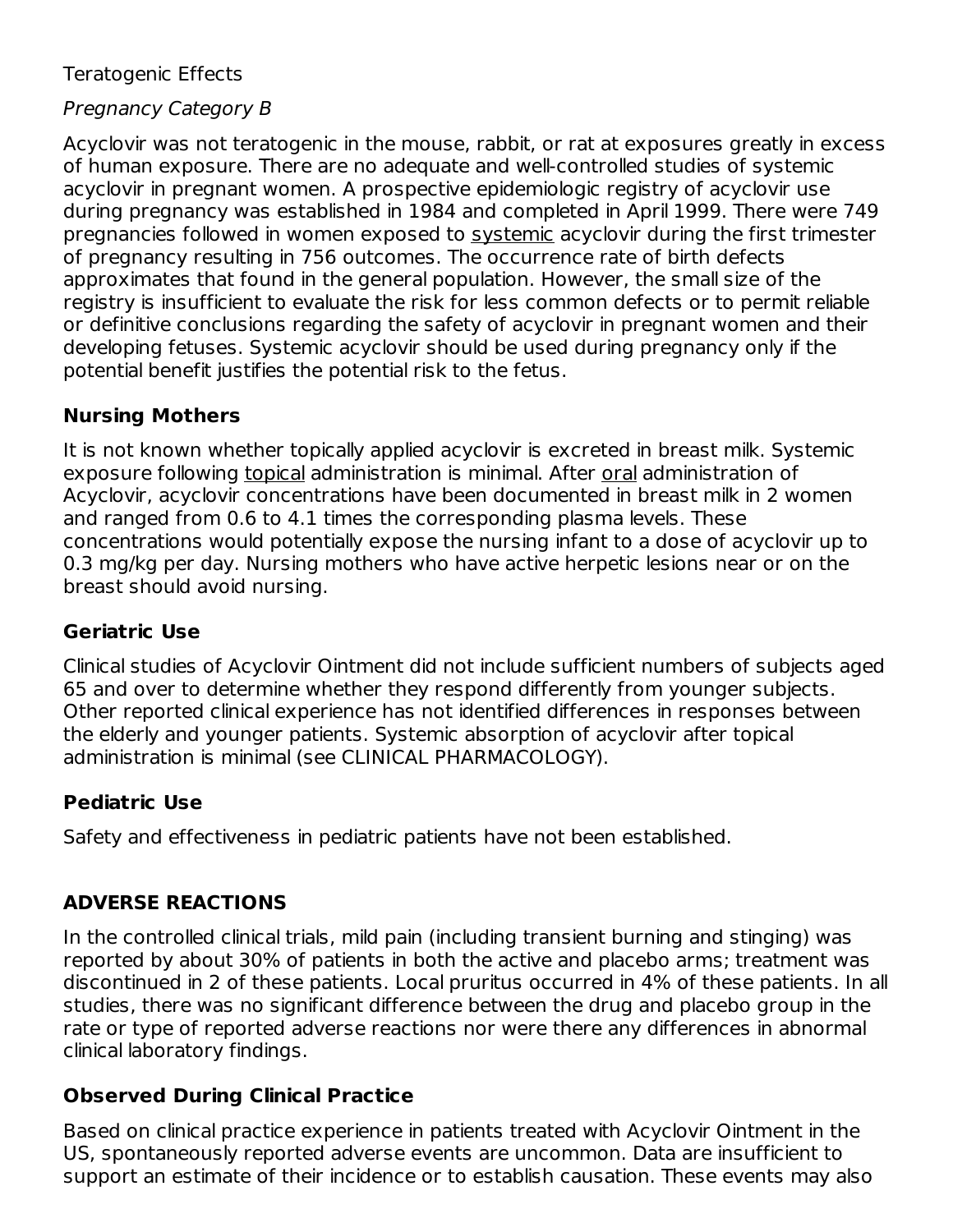Teratogenic Effects

*Pregnancy Category B*

Acyclovir was not teratogenic in the mouse, rabbit, or rat at exposures greatly in excess of human exposure. There are no adequate and well-controlled studies of systemic acyclovir in pregnant women. A prospective epidemiologic registry of acyclovir use during pregnancy was established in 1984 and completed in April 1999. There were 749 pregnancies followed in women exposed to systemic acyclovir during the first trimester of pregnancy resulting in 756 outcomes. The occurrence rate of birth defects approximates that found in the general population. However, the small size of the registry is insufficient to evaluate the risk for less common defects or to permit reliable or definitive conclusions regarding the safety of acyclovir in pregnant women and their developing fetuses. Systemic acyclovir should be used during pregnancy only if the potential benefit justifies the potential risk to the fetus.

### Nursing Mothers

It is not known whether topically applied acyclovir is excreted in breast milk. Systemic exposure following topical administration is minimal. After oral administration of Acyclovir, acyclovir concentrations have been documented in breast milk in 2 women and ranged from 0.6 to 4.1 times the corresponding plasma levels. These concentrations would potentially expose the nursing infant to a dose of acyclovir up to 0.3 mg/kg per day. Nursing mothers who have active herpetic lesions near or on the breast should avoid nursing.

### Geriatric Use

Clinical studies of Acyclovir Ointment did not include sufficient numbers of subjects aged 65 and over to determine whether they respond differently from younger subjects. Other reported clinical experience has not identified differences in responses between the elderly and younger patients. Systemic absorption of acyclovir after topical administration is minimal (see CLINICAL PHARMACOLOGY).

### Pediatric Use

Safety and effectiveness in pediatric patients have not been established.

## ADVERSE REACTIONS

In the controlled clinical trials, mild pain (including transient burning and stinging) was reported by about 30% of patients in both the active and placebo arms; treatment was discontinued in 2 of these patients. Local pruritus occurred in 4% of these patients. In all studies, there was no significant difference between the drug and placebo group in the rate or type of reported adverse reactions nor were there any differences in abnormal clinical laboratory findings.

### Observed During Clinical Practice

Based on clinical practice experience in patients treated with Acyclovir Ointment in the US, spontaneously reported adverse events are uncommon. Data are insufficient to support an estimate of their incidence or to establish causation. These events may also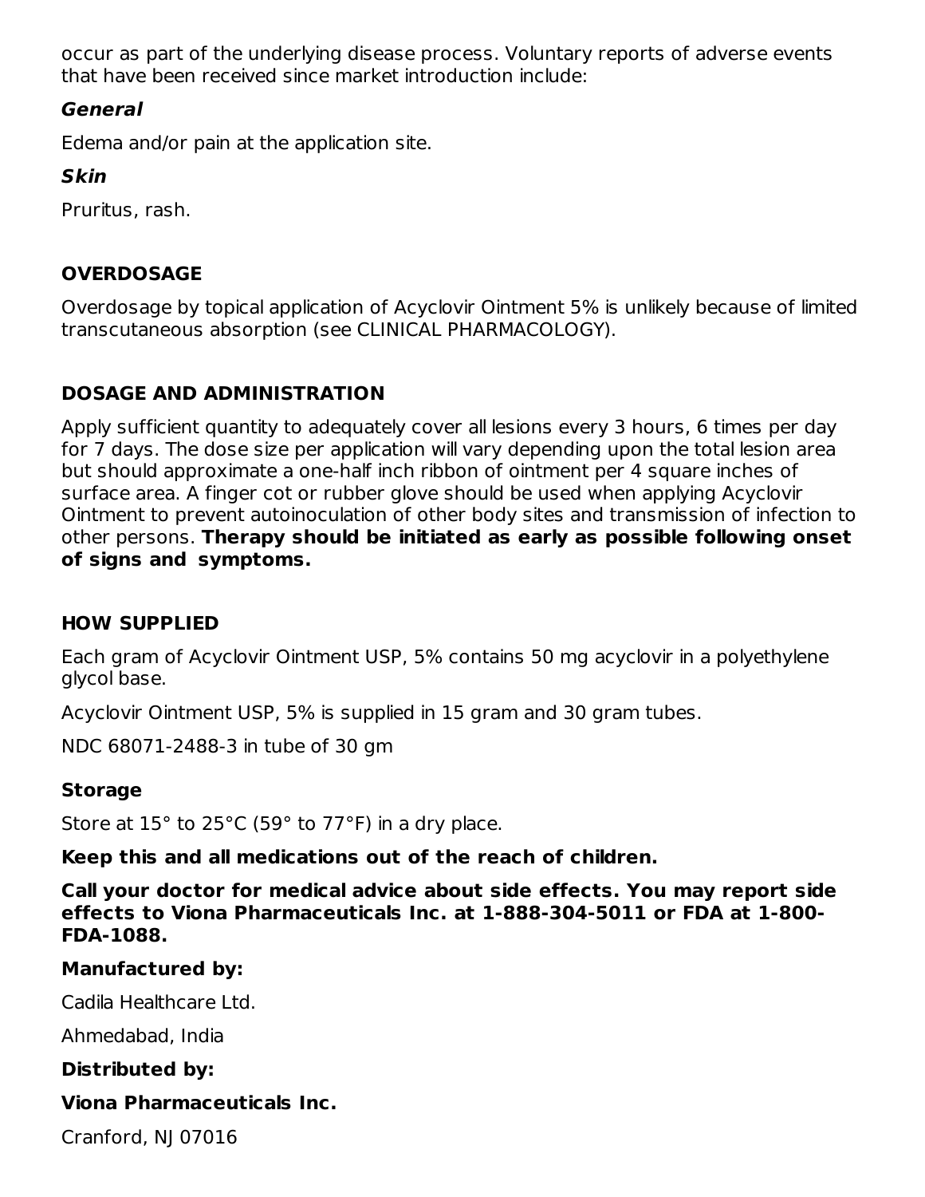occur as part of the underlying disease process. Voluntary reports of adverse events that have been received since market introduction include:

***General***

Edema and/or pain at the application site.

***Skin***

Pruritus, rash.

## OVERDOSAGE

Overdosage by topical application of Acyclovir Ointment 5% is unlikely because of limited transcutaneous absorption (see CLINICAL PHARMACOLOGY).

## DOSAGE AND ADMINISTRATION

Apply sufficient quantity to adequately cover all lesions every 3 hours, 6 times per day for 7 days. The dose size per application will vary depending upon the total lesion area but should approximate a one-half inch ribbon of ointment per 4 square inches of surface area. A finger cot or rubber glove should be used when applying Acyclovir Ointment to prevent autoinoculation of other body sites and transmission of infection to other persons. **Therapy should be initiated as early as possible following onset of signs and symptoms.**

## HOW SUPPLIED

Each gram of Acyclovir Ointment USP, 5% contains 50 mg acyclovir in a polyethylene glycol base.

Acyclovir Ointment USP, 5% is supplied in 15 gram and 30 gram tubes.

NDC 68071-2488-3 in tube of 30 gm

### Storage

Store at 15° to 25°C (59° to 77°F) in a dry place.

**Keep this and all medications out of the reach of children.**

**Call your doctor for medical advice about side effects. You may report side effects to Viona Pharmaceuticals Inc. at 1-888-304-5011 or FDA at 1-800-FDA-1088.**

**Manufactured by:**

Cadila Healthcare Ltd.

Ahmedabad, India

**Distributed by:**

**Viona Pharmaceuticals Inc.**

Cranford, NJ 07016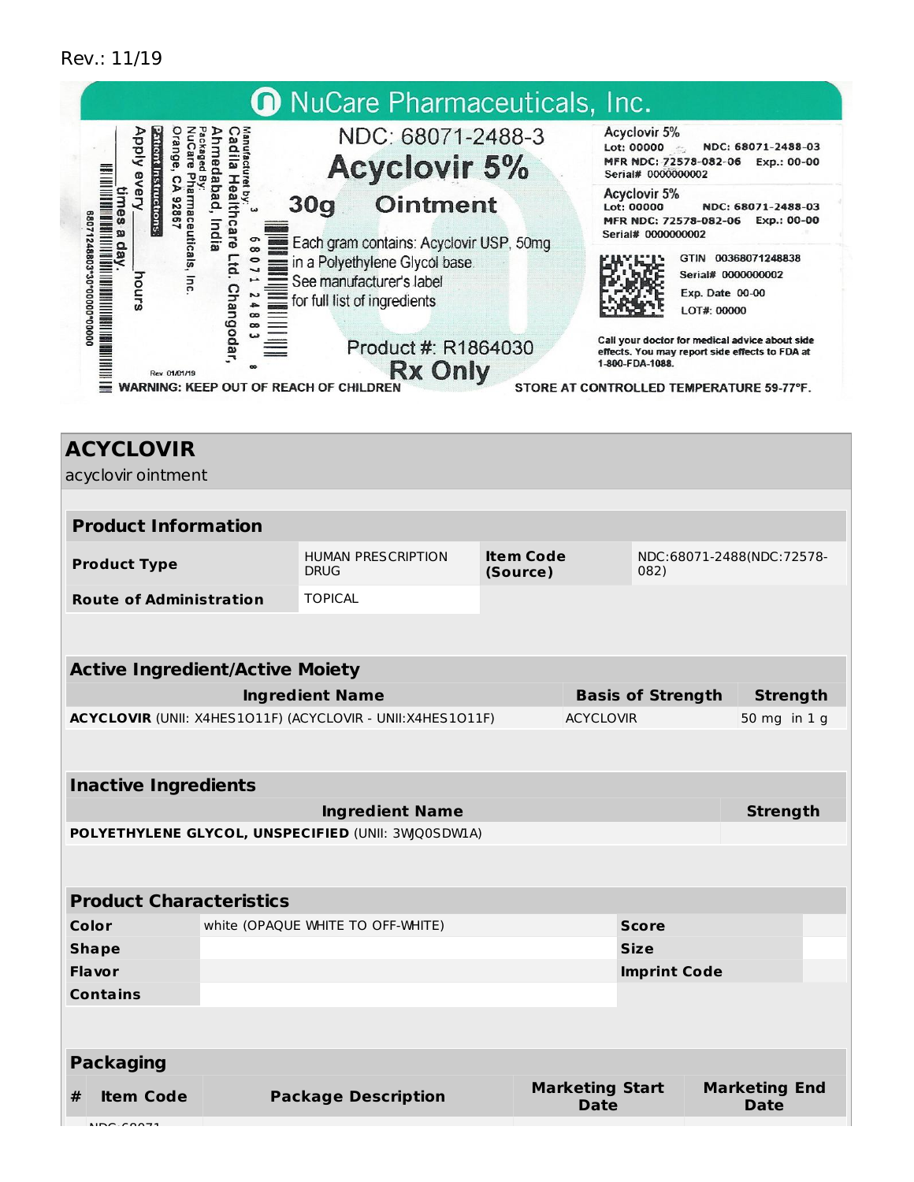Rev.: 11/19

NuCare Pharmaceuticals, Inc.

NDC: 68071-2488-3

**Acyclovir 5%**

**30g Ointment**

Each gram contains: Acyclovir USP, 50mg in a Polyethylene Glycol base. See manufacturer's label for full list of ingredients

Product #: R1864030

**Rx Only**

Manufactured by: Cadila Healthcare Ltd. Changodar, Ahmedabad, India

Packaged By: NuCare Pharmaceuticals, Inc. Orange, CA 92867

Patient Instructions: Apply every ______ hours ______ times a day.

Rev 01/01/19

WARNING: KEEP OUT OF REACH OF CHILDREN

Acyclovir 5%
Lot: 00000 NDC: 68071-2488-03
MFR NDC: 72578-082-06 Exp.: 00-00
Serial# 0000000002

Acyclovir 5%
Lot: 00000 NDC: 68071-2488-03
MFR NDC: 72578-082-06 Exp.: 00-00
Serial# 0000000002

GTIN 00368071248838
Serial# 0000000002
Exp. Date 00-00
LOT#: 00000

Call your doctor for medical advice about side effects. You may report side effects to FDA at 1-800-FDA-1088.

STORE AT CONTROLLED TEMPERATURE 59-77°F.

## ACYCLOVIR

acyclovir ointment

| **Product Information** | | | |
|---|---|---|---|
| **Product Type** | HUMAN PRESCRIPTION DRUG | **Item Code (Source)** | NDC:68071-2488(NDC:72578-082) |
| **Route of Administration** | TOPICAL | | |

| **Active Ingredient/Active Moiety** | | |
|---|---|---|
| **Ingredient Name** | **Basis of Strength** | **Strength** |
| **ACYCLOVIR** (UNII: X4HES1O11F) (ACYCLOVIR - UNII:X4HES1O11F) | ACYCLOVIR | 50 mg in 1 g |

| **Inactive Ingredients** | |
|---|---|
| **Ingredient Name** | **Strength** |
| **POLYETHYLENE GLYCOL, UNSPECIFIED** (UNII: 3WQ0SDWLA) | |

| **Product Characteristics** | | | |
|---|---|---|---|
| **Color** | white (OPAQUE WHITE TO OFF-WHITE) | **Score** | |
| **Shape** | | **Size** | |
| **Flavor** | | **Imprint Code** | |
| **Contains** | | | |

| **Packaging** | | | | |
|---|---|---|---|---|
| **#** | **Item Code** | **Package Description** | **Marketing Start Date** | **Marketing End Date** |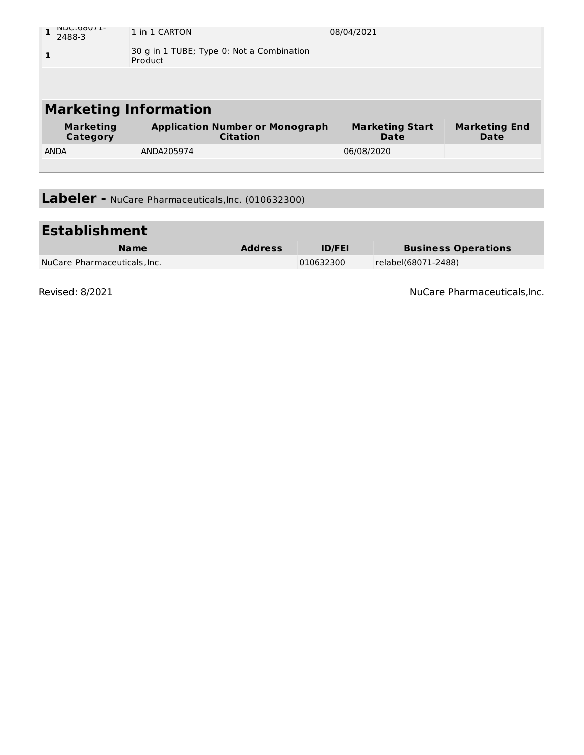| | | | | |
|---|---|---|---|---|
| 1 | NDC:68071-2488-3 | 1 in 1 CARTON | 08/04/2021 | |
| 1 | | 30 g in 1 TUBE; Type 0: Not a Combination Product | | |

## Marketing Information

| Marketing Category | Application Number or Monograph Citation | Marketing Start Date | Marketing End Date |
|---|---|---|---|
| ANDA | ANDA205974 | 06/08/2020 | |

## Labeler - NuCare Pharmaceuticals,Inc. (010632300)

## Establishment

| Name | Address | ID/FEI | Business Operations |
|---|---|---|---|
| NuCare Pharmaceuticals,Inc. | | 010632300 | relabel(68071-2488) |

Revised: 8/2021

NuCare Pharmaceuticals,Inc.